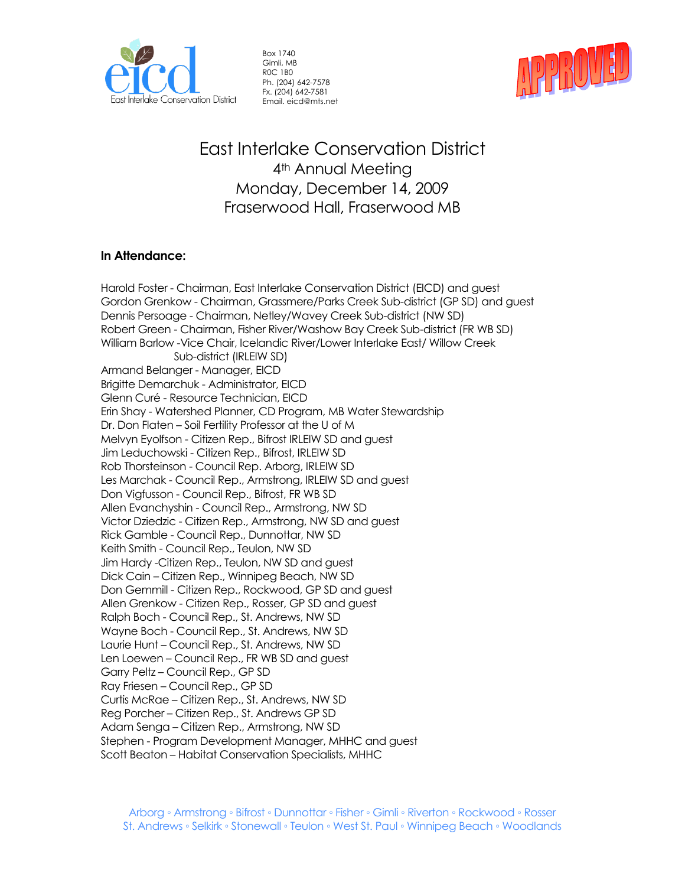East Interlake Conservation District

Box 1740
Gimli, MB
R0C 1B0
Ph. (204) 642-7578
Fx. (204) 642-7581
Email. eicd@mts.net

APPROVED

# East Interlake Conservation District

## 4th Annual Meeting
## Monday, December 14, 2009
## Fraserwood Hall, Fraserwood MB

**In Attendance:**

Harold Foster - Chairman, East Interlake Conservation District (EICD) and guest
Gordon Grenkow - Chairman, Grassmere/Parks Creek Sub-district (GP SD) and guest
Dennis Persoage - Chairman, Netley/Wavey Creek Sub-district (NW SD)
Robert Green - Chairman, Fisher River/Washow Bay Creek Sub-district (FR WB SD)
William Barlow -Vice Chair, Icelandic River/Lower Interlake East/ Willow Creek Sub-district (IRLEIW SD)
Armand Belanger - Manager, EICD
Brigitte Demarchuk - Administrator, EICD
Glenn Curé - Resource Technician, EICD
Erin Shay - Watershed Planner, CD Program, MB Water Stewardship
Dr. Don Flaten – Soil Fertility Professor at the U of M
Melvyn Eyolfson - Citizen Rep., Bifrost IRLEIW SD and guest
Jim Leduchowski - Citizen Rep., Bifrost, IRLEIW SD
Rob Thorsteinson - Council Rep. Arborg, IRLEIW SD
Les Marchak - Council Rep., Armstrong, IRLEIW SD and guest
Don Vigfusson - Council Rep., Bifrost, FR WB SD
Allen Evanchyshin - Council Rep., Armstrong, NW SD
Victor Dziedzic - Citizen Rep., Armstrong, NW SD and guest
Rick Gamble - Council Rep., Dunnottar, NW SD
Keith Smith - Council Rep., Teulon, NW SD
Jim Hardy -Citizen Rep., Teulon, NW SD and guest
Dick Cain – Citizen Rep., Winnipeg Beach, NW SD
Don Gemmill - Citizen Rep., Rockwood, GP SD and guest
Allen Grenkow - Citizen Rep., Rosser, GP SD and guest
Ralph Boch - Council Rep., St. Andrews, NW SD
Wayne Boch - Council Rep., St. Andrews, NW SD
Laurie Hunt – Council Rep., St. Andrews, NW SD
Len Loewen – Council Rep., FR WB SD and guest
Garry Peltz – Council Rep., GP SD
Ray Friesen – Council Rep., GP SD
Curtis McRae – Citizen Rep., St. Andrews, NW SD
Reg Porcher – Citizen Rep., St. Andrews GP SD
Adam Senga – Citizen Rep., Armstrong, NW SD
Stephen - Program Development Manager, MHHC and guest
Scott Beaton – Habitat Conservation Specialists, MHHC

Arborg ◦ Armstrong ◦ Bifrost ◦ Dunnottar ◦ Fisher ◦ Gimli ◦ Riverton ◦ Rockwood ◦ Rosser
St. Andrews ◦ Selkirk ◦ Stonewall ◦ Teulon ◦ West St. Paul ◦ Winnipeg Beach ◦ Woodlands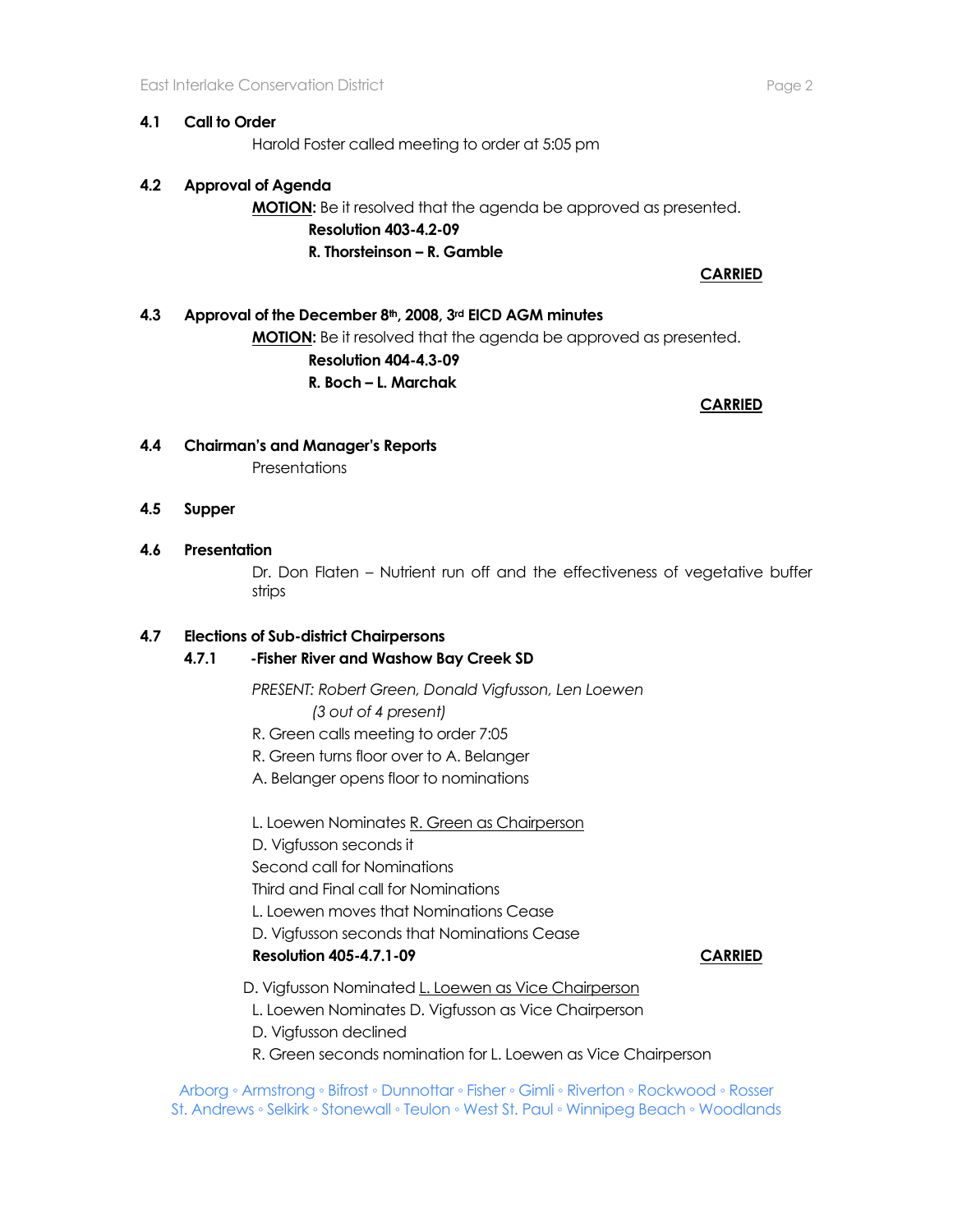**4.1 Call to Order**

Harold Foster called meeting to order at 5:05 pm

**4.2 Approval of Agenda**

**MOTION:** Be it resolved that the agenda be approved as presented.

**Resolution 403-4.2-09**

**R. Thorsteinson – R. Gamble**

**CARRIED**

**4.3 Approval of the December 8th, 2008, 3rd EICD AGM minutes**

**MOTION:** Be it resolved that the agenda be approved as presented.

**Resolution 404-4.3-09**

**R. Boch – L. Marchak**

**CARRIED**

**4.4 Chairman's and Manager's Reports**

Presentations

**4.5 Supper**

**4.6 Presentation**

Dr. Don Flaten – Nutrient run off and the effectiveness of vegetative buffer strips

**4.7 Elections of Sub-district Chairpersons**

**4.7.1 -Fisher River and Washow Bay Creek SD**

*PRESENT: Robert Green, Donald Vigfusson, Len Loewen*
*(3 out of 4 present)*

R. Green calls meeting to order 7:05
R. Green turns floor over to A. Belanger
A. Belanger opens floor to nominations

L. Loewen Nominates R. Green as Chairperson
D. Vigfusson seconds it
Second call for Nominations
Third and Final call for Nominations
L. Loewen moves that Nominations Cease
D. Vigfusson seconds that Nominations Cease
**Resolution 405-4.7.1-09** **CARRIED**

D. Vigfusson Nominated L. Loewen as Vice Chairperson
L. Loewen Nominates D. Vigfusson as Vice Chairperson
D. Vigfusson declined
R. Green seconds nomination for L. Loewen as Vice Chairperson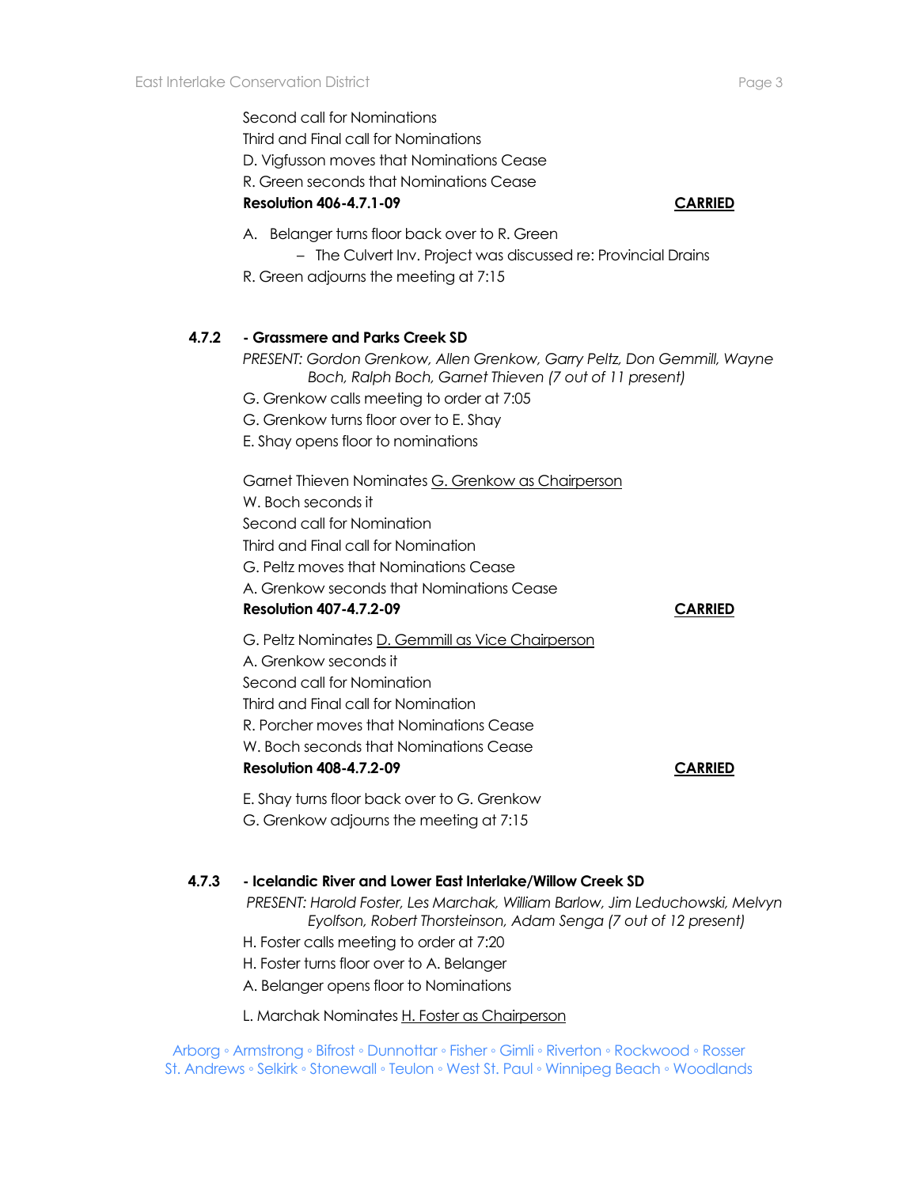Second call for Nominations
Third and Final call for Nominations
D. Vigfusson moves that Nominations Cease
R. Green seconds that Nominations Cease
**Resolution 406-4.7.1-09** **CARRIED**

A. Belanger turns floor back over to R. Green
- The Culvert Inv. Project was discussed re: Provincial Drains

R. Green adjourns the meeting at 7:15

**4.7.2 - Grassmere and Parks Creek SD**

*PRESENT: Gordon Grenkow, Allen Grenkow, Garry Peltz, Don Gemmill, Wayne Boch, Ralph Boch, Garnet Thieven (7 out of 11 present)*

G. Grenkow calls meeting to order at 7:05
G. Grenkow turns floor over to E. Shay
E. Shay opens floor to nominations

Garnet Thieven Nominates G. Grenkow as Chairperson
W. Boch seconds it
Second call for Nomination
Third and Final call for Nomination
G. Peltz moves that Nominations Cease
A. Grenkow seconds that Nominations Cease
**Resolution 407-4.7.2-09** **CARRIED**

G. Peltz Nominates D. Gemmill as Vice Chairperson
A. Grenkow seconds it
Second call for Nomination
Third and Final call for Nomination
R. Porcher moves that Nominations Cease
W. Boch seconds that Nominations Cease
**Resolution 408-4.7.2-09** **CARRIED**

E. Shay turns floor back over to G. Grenkow
G. Grenkow adjourns the meeting at 7:15

**4.7.3 - Icelandic River and Lower East Interlake/Willow Creek SD**

*PRESENT: Harold Foster, Les Marchak, William Barlow, Jim Leduchowski, Melvyn Eyolfson, Robert Thorsteinson, Adam Senga (7 out of 12 present)*

H. Foster calls meeting to order at 7:20
H. Foster turns floor over to A. Belanger
A. Belanger opens floor to Nominations

L. Marchak Nominates H. Foster as Chairperson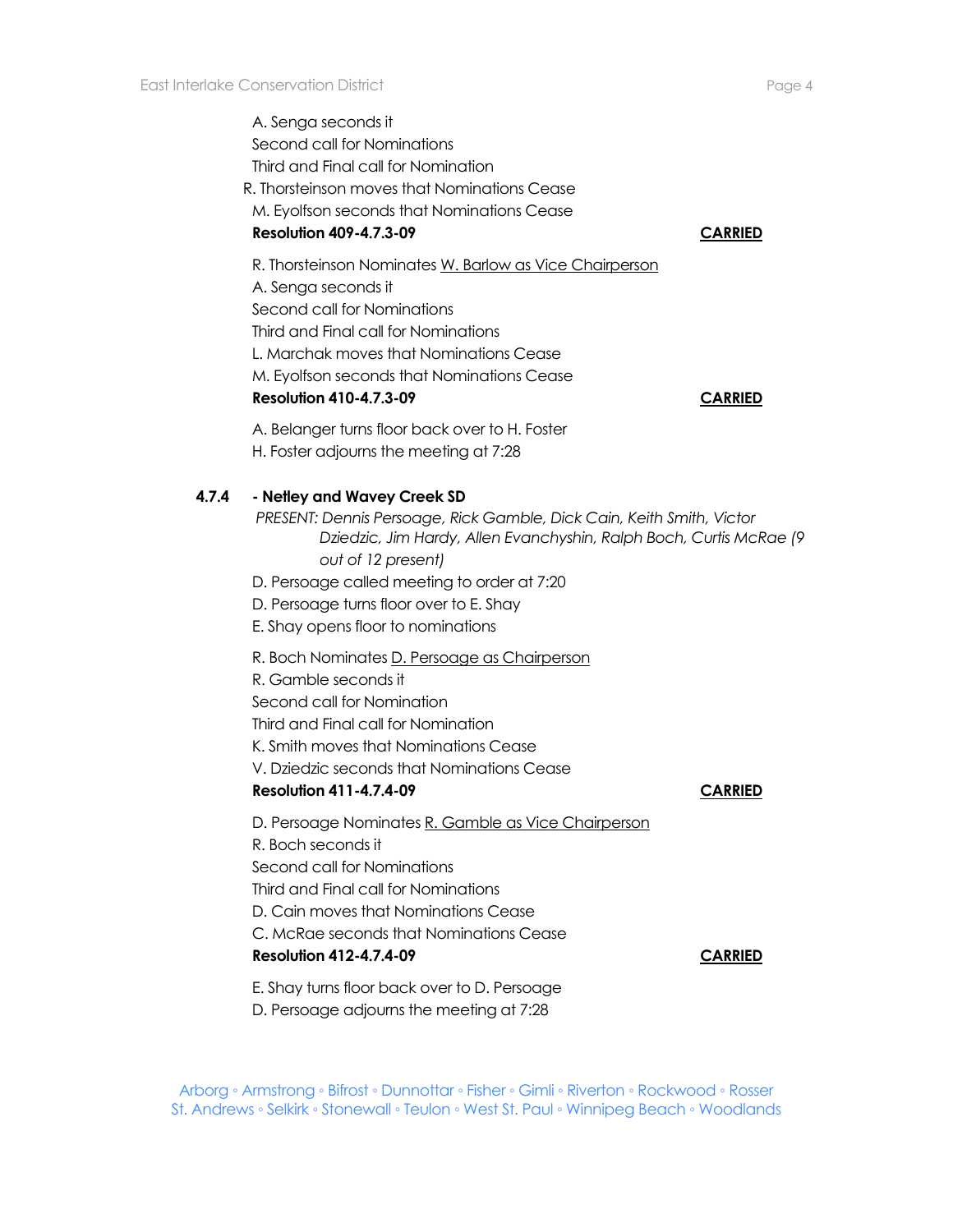A. Senga seconds it
Second call for Nominations
Third and Final call for Nomination
R. Thorsteinson moves that Nominations Cease
M. Eyolfson seconds that Nominations Cease
**Resolution 409-4.7.3-09** **CARRIED**

R. Thorsteinson Nominates W. Barlow as Vice Chairperson
A. Senga seconds it
Second call for Nominations
Third and Final call for Nominations
L. Marchak moves that Nominations Cease
M. Eyolfson seconds that Nominations Cease
**Resolution 410-4.7.3-09** **CARRIED**

A. Belanger turns floor back over to H. Foster
H. Foster adjourns the meeting at 7:28

**4.7.4 - Netley and Wavey Creek SD**

*PRESENT: Dennis Persoage, Rick Gamble, Dick Cain, Keith Smith, Victor Dziedzic, Jim Hardy, Allen Evanchyshin, Ralph Boch, Curtis McRae (9 out of 12 present)*

D. Persoage called meeting to order at 7:20
D. Persoage turns floor over to E. Shay
E. Shay opens floor to nominations

R. Boch Nominates D. Persoage as Chairperson
R. Gamble seconds it
Second call for Nomination
Third and Final call for Nomination
K. Smith moves that Nominations Cease
V. Dziedzic seconds that Nominations Cease
**Resolution 411-4.7.4-09** **CARRIED**

D. Persoage Nominates R. Gamble as Vice Chairperson
R. Boch seconds it
Second call for Nominations
Third and Final call for Nominations
D. Cain moves that Nominations Cease
C. McRae seconds that Nominations Cease
**Resolution 412-4.7.4-09** **CARRIED**

E. Shay turns floor back over to D. Persoage
D. Persoage adjourns the meeting at 7:28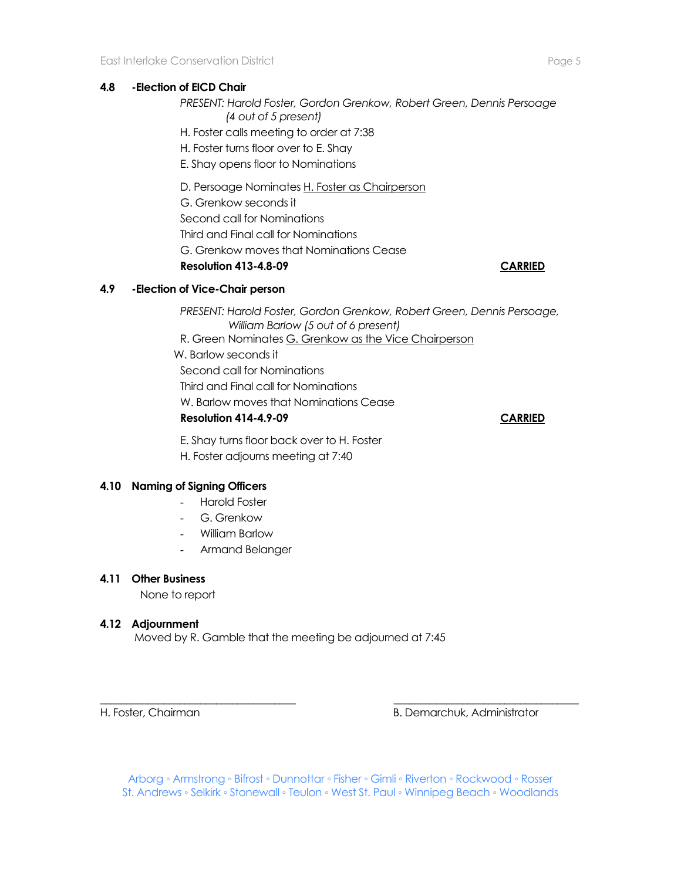### 4.8 -Election of EICD Chair

*PRESENT: Harold Foster, Gordon Grenkow, Robert Green, Dennis Persoage (4 out of 5 present)*

H. Foster calls meeting to order at 7:38
H. Foster turns floor over to E. Shay
E. Shay opens floor to Nominations

D. Persoage Nominates H. Foster as Chairperson
G. Grenkow seconds it
Second call for Nominations
Third and Final call for Nominations
G. Grenkow moves that Nominations Cease

**Resolution 413-4.8-09** **CARRIED**

### 4.9 -Election of Vice-Chair person

*PRESENT: Harold Foster, Gordon Grenkow, Robert Green, Dennis Persoage, William Barlow (5 out of 6 present)*

R. Green Nominates G. Grenkow as the Vice Chairperson
W. Barlow seconds it
Second call for Nominations
Third and Final call for Nominations
W. Barlow moves that Nominations Cease

**Resolution 414-4.9-09** **CARRIED**

E. Shay turns floor back over to H. Foster
H. Foster adjourns meeting at 7:40

### 4.10 Naming of Signing Officers

- Harold Foster
- G. Grenkow
- William Barlow
- Armand Belanger

### 4.11 Other Business

None to report

### 4.12 Adjournment

Moved by R. Gamble that the meeting be adjourned at 7:45

\_\_\_\_\_\_\_\_\_\_\_\_\_\_\_\_\_\_\_\_\_\_\_\_\_\_\_\_\_\_ \_\_\_\_\_\_\_\_\_\_\_\_\_\_\_\_\_\_\_\_\_\_\_\_\_\_\_\_\_\_

H. Foster, Chairman B. Demarchuk, Administrator

Arborg ◦ Armstrong ◦ Bifrost ◦ Dunnottar ◦ Fisher ◦ Gimli ◦ Riverton ◦ Rockwood ◦ Rosser
St. Andrews ◦ Selkirk ◦ Stonewall ◦ Teulon ◦ West St. Paul ◦ Winnipeg Beach ◦ Woodlands